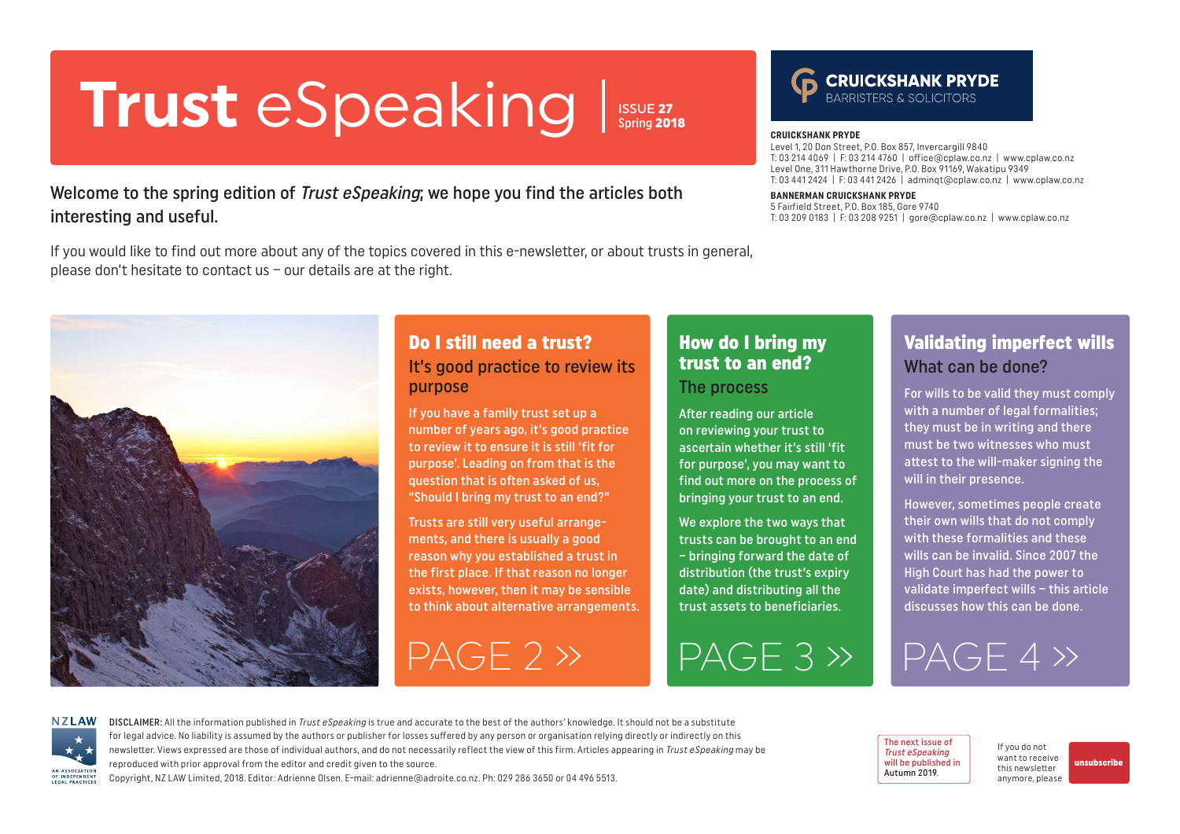# Trust eSpeaking

ISSUE **27**
Spring **2018**

**CRUICKSHANK PRYDE**
BARRISTERS & SOLICITORS

**CRUICKSHANK PRYDE**
Level 1, 20 Don Street, P.O. Box 857, Invercargill 9840
T: 03 214 4069 | F: 03 214 4760 | office@cplaw.co.nz | www.cplaw.co.nz
Level One, 311 Hawthorne Drive, P.O. Box 91169, Wakatipu 9349
T: 03 441 2424 | F: 03 441 2426 | adminqt@cplaw.co.nz | www.cplaw.co.nz

**BANNERMAN CRUICKSHANK PRYDE**
5 Fairfield Street, P.O. Box 185, Gore 9740
T: 03 209 0183 | F: 03 208 9251 | gore@cplaw.co.nz | www.cplaw.co.nz

Welcome to the spring edition of *Trust eSpeaking*; we hope you find the articles both interesting and useful.

If you would like to find out more about any of the topics covered in this e-newsletter, or about trusts in general, please don't hesitate to contact us – our details are at the right.

## Do I still need a trust?

### It's good practice to review its purpose

If you have a family trust set up a number of years ago, it's good practice to review it to ensure it is still 'fit for purpose'. Leading on from that is the question that is often asked of us, "Should I bring my trust to an end?"

Trusts are still very useful arrangements, and there is usually a good reason why you established a trust in the first place. If that reason no longer exists, however, then it may be sensible to think about alternative arrangements.

PAGE 2 »

## How do I bring my trust to an end?

### The process

After reading our article on reviewing your trust to ascertain whether it's still 'fit for purpose', you may want to find out more on the process of bringing your trust to an end.

We explore the two ways that trusts can be brought to an end – bringing forward the date of distribution (the trust's expiry date) and distributing all the trust assets to beneficiaries.

PAGE 3 »

## Validating imperfect wills

### What can be done?

For wills to be valid they must comply with a number of legal formalities; they must be in writing and there must be two witnesses who must attest to the will-maker signing the will in their presence.

However, sometimes people create their own wills that do not comply with these formalities and these wills can be invalid. Since 2007 the High Court has had the power to validate imperfect wills – this article discusses how this can be done.

PAGE 4 »

NZLAW — AN ASSOCIATION OF INDEPENDENT LEGAL PRACTICES

DISCLAIMER: All the information published in *Trust eSpeaking* is true and accurate to the best of the authors' knowledge. It should not be a substitute for legal advice. No liability is assumed by the authors or publisher for losses suffered by any person or organisation relying directly or indirectly on this newsletter. Views expressed are those of individual authors, and do not necessarily reflect the view of this firm. Articles appearing in *Trust eSpeaking* may be reproduced with prior approval from the editor and credit given to the source.
Copyright, NZ LAW Limited, 2018. Editor: Adrienne Olsen. E-mail: adrienne@adroite.co.nz. Ph: 029 286 3650 or 04 496 5513.

The next issue of *Trust eSpeaking* will be published in Autumn 2019.

If you do not want to receive this newsletter anymore, please **unsubscribe**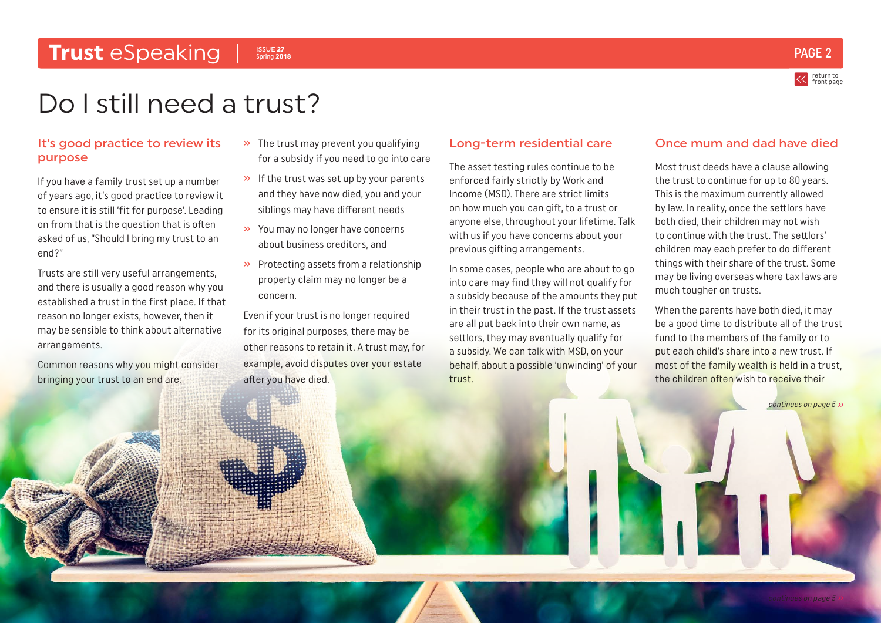# Do I still need a trust?

## It's good practice to review its purpose

If you have a family trust set up a number of years ago, it's good practice to review it to ensure it is still 'fit for purpose'. Leading on from that is the question that is often asked of us, "Should I bring my trust to an end?"

Trusts are still very useful arrangements, and there is usually a good reason why you established a trust in the first place. If that reason no longer exists, however, then it may be sensible to think about alternative arrangements.

Common reasons why you might consider bringing your trust to an end are:

- The trust may prevent you qualifying for a subsidy if you need to go into care
- If the trust was set up by your parents and they have now died, you and your siblings may have different needs
- You may no longer have concerns about business creditors, and
- Protecting assets from a relationship property claim may no longer be a concern.

Even if your trust is no longer required for its original purposes, there may be other reasons to retain it. A trust may, for example, avoid disputes over your estate after you have died.

## Long-term residential care

The asset testing rules continue to be enforced fairly strictly by Work and Income (MSD). There are strict limits on how much you can gift, to a trust or anyone else, throughout your lifetime. Talk with us if you have concerns about your previous gifting arrangements.

In some cases, people who are about to go into care may find they will not qualify for a subsidy because of the amounts they put in their trust in the past. If the trust assets are all put back into their own name, as settlors, they may eventually qualify for a subsidy. We can talk with MSD, on your behalf, about a possible 'unwinding' of your trust.

## Once mum and dad have died

Most trust deeds have a clause allowing the trust to continue for up to 80 years. This is the maximum currently allowed by law. In reality, once the settlors have both died, their children may not wish to continue with the trust. The settlors' children may each prefer to do different things with their share of the trust. Some may be living overseas where tax laws are much tougher on trusts.

When the parents have both died, it may be a good time to distribute all of the trust fund to the members of the family or to put each child's share into a new trust. If most of the family wealth is held in a trust, the children often wish to receive their

*continues on page 5 »*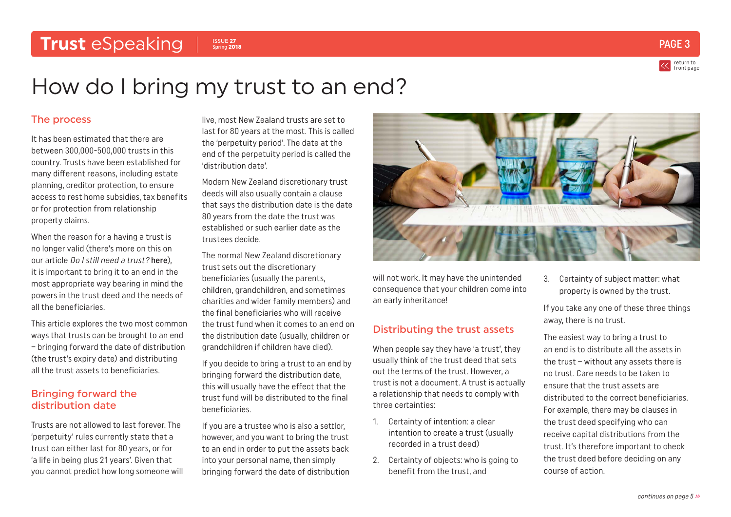# How do I bring my trust to an end?

## The process

It has been estimated that there are between 300,000-500,000 trusts in this country. Trusts have been established for many different reasons, including estate planning, creditor protection, to ensure access to rest home subsidies, tax benefits or for protection from relationship property claims.

When the reason for a having a trust is no longer valid (there's more on this on our article *Do I still need a trust?* here), it is important to bring it to an end in the most appropriate way bearing in mind the powers in the trust deed and the needs of all the beneficiaries.

This article explores the two most common ways that trusts can be brought to an end – bringing forward the date of distribution (the trust's expiry date) and distributing all the trust assets to beneficiaries.

## Bringing forward the distribution date

Trusts are not allowed to last forever. The 'perpetuity' rules currently state that a trust can either last for 80 years, or for 'a life in being plus 21 years'. Given that you cannot predict how long someone will live, most New Zealand trusts are set to last for 80 years at the most. This is called the 'perpetuity period'. The date at the end of the perpetuity period is called the 'distribution date'.

Modern New Zealand discretionary trust deeds will also usually contain a clause that says the distribution date is the date 80 years from the date the trust was established or such earlier date as the trustees decide.

The normal New Zealand discretionary trust sets out the discretionary beneficiaries (usually the parents, children, grandchildren, and sometimes charities and wider family members) and the final beneficiaries who will receive the trust fund when it comes to an end on the distribution date (usually, children or grandchildren if children have died).

If you decide to bring a trust to an end by bringing forward the distribution date, this will usually have the effect that the trust fund will be distributed to the final beneficiaries.

If you are a trustee who is also a settlor, however, and you want to bring the trust to an end in order to put the assets back into your personal name, then simply bringing forward the date of distribution will not work. It may have the unintended consequence that your children come into an early inheritance!

## Distributing the trust assets

When people say they have 'a trust', they usually think of the trust deed that sets out the terms of the trust. However, a trust is not a document. A trust is actually a relationship that needs to comply with three certainties:

1. Certainty of intention: a clear intention to create a trust (usually recorded in a trust deed)
2. Certainty of objects: who is going to benefit from the trust, and
3. Certainty of subject matter: what property is owned by the trust.

If you take any one of these three things away, there is no trust.

The easiest way to bring a trust to an end is to distribute all the assets in the trust – without any assets there is no trust. Care needs to be taken to ensure that the trust assets are distributed to the correct beneficiaries. For example, there may be clauses in the trust deed specifying who can receive capital distributions from the trust. It's therefore important to check the trust deed before deciding on any course of action.

*continues on page 5 »*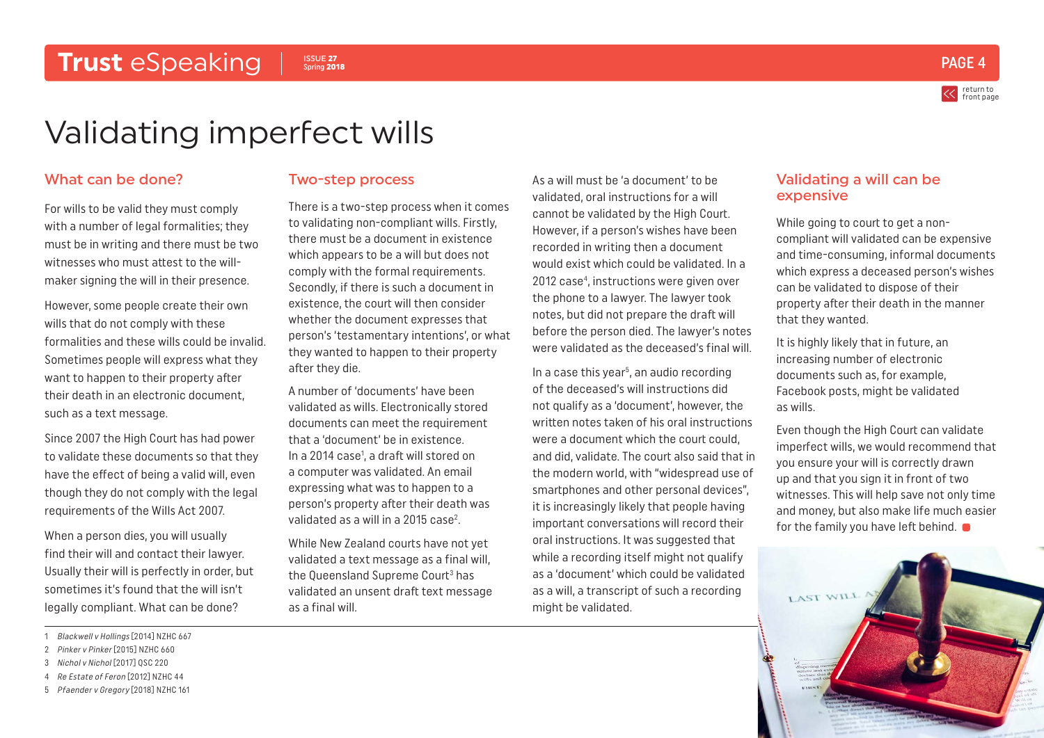# Validating imperfect wills

## What can be done?

For wills to be valid they must comply with a number of legal formalities; they must be in writing and there must be two witnesses who must attest to the will-maker signing the will in their presence.

However, some people create their own wills that do not comply with these formalities and these wills could be invalid. Sometimes people will express what they want to happen to their property after their death in an electronic document, such as a text message.

Since 2007 the High Court has had power to validate these documents so that they have the effect of being a valid will, even though they do not comply with the legal requirements of the Wills Act 2007.

When a person dies, you will usually find their will and contact their lawyer. Usually their will is perfectly in order, but sometimes it's found that the will isn't legally compliant. What can be done?

## Two-step process

There is a two-step process when it comes to validating non-compliant wills. Firstly, there must be a document in existence which appears to be a will but does not comply with the formal requirements. Secondly, if there is such a document in existence, the court will then consider whether the document expresses that person's 'testamentary intentions', or what they wanted to happen to their property after they die.

A number of 'documents' have been validated as wills. Electronically stored documents can meet the requirement that a 'document' be in existence. In a 2014 case[1], a draft will stored on a computer was validated. An email expressing what was to happen to a person's property after their death was validated as a will in a 2015 case[2].

While New Zealand courts have not yet validated a text message as a final will, the Queensland Supreme Court[3] has validated an unsent draft text message as a final will.

As a will must be 'a document' to be validated, oral instructions for a will cannot be validated by the High Court. However, if a person's wishes have been recorded in writing then a document would exist which could be validated. In a 2012 case[4], instructions were given over the phone to a lawyer. The lawyer took notes, but did not prepare the draft will before the person died. The lawyer's notes were validated as the deceased's final will.

In a case this year[5], an audio recording of the deceased's will instructions did not qualify as a 'document', however, the written notes taken of his oral instructions were a document which the court could, and did, validate. The court also said that in the modern world, with "widespread use of smartphones and other personal devices", it is increasingly likely that people having important conversations will record their oral instructions. It was suggested that while a recording itself might not qualify as a 'document' which could be validated as a will, a transcript of such a recording might be validated.

## Validating a will can be expensive

While going to court to get a non-compliant will validated can be expensive and time-consuming, informal documents which express a deceased person's wishes can be validated to dispose of their property after their death in the manner that they wanted.

It is highly likely that in future, an increasing number of electronic documents such as, for example, Facebook posts, might be validated as wills.

Even though the High Court can validate imperfect wills, we would recommend that you ensure your will is correctly drawn up and that you sign it in front of two witnesses. This will help save not only time and money, but also make life much easier for the family you have left behind.

---

1 *Blackwell v Hollings* [2014] NZHC 667
2 *Pinker v Pinker* [2015] NZHC 660
3 *Nichol v Nichol* [2017] QSC 220
4 *Re Estate of Feron* [2012] NZHC 44
5 *Pfaender v Gregory* [2018] NZHC 161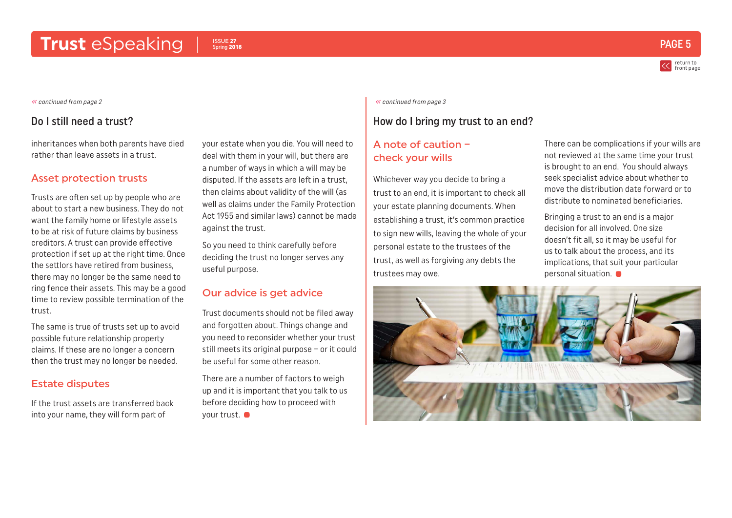*« continued from page 2*

## Do I still need a trust?

inheritances when both parents have died rather than leave assets in a trust.

### Asset protection trusts

Trusts are often set up by people who are about to start a new business. They do not want the family home or lifestyle assets to be at risk of future claims by business creditors. A trust can provide effective protection if set up at the right time. Once the settlors have retired from business, there may no longer be the same need to ring fence their assets. This may be a good time to review possible termination of the trust.

The same is true of trusts set up to avoid possible future relationship property claims. If these are no longer a concern then the trust may no longer be needed.

### Estate disputes

If the trust assets are transferred back into your name, they will form part of your estate when you die. You will need to deal with them in your will, but there are a number of ways in which a will may be disputed. If the assets are left in a trust, then claims about validity of the will (as well as claims under the Family Protection Act 1955 and similar laws) cannot be made against the trust.

So you need to think carefully before deciding the trust no longer serves any useful purpose.

### Our advice is get advice

Trust documents should not be filed away and forgotten about. Things change and you need to reconsider whether your trust still meets its original purpose – or it could be useful for some other reason.

There are a number of factors to weigh up and it is important that you talk to us before deciding how to proceed with your trust.

*« continued from page 3*

## How do I bring my trust to an end?

### A note of caution – check your wills

Whichever way you decide to bring a trust to an end, it is important to check all your estate planning documents. When establishing a trust, it's common practice to sign new wills, leaving the whole of your personal estate to the trustees of the trust, as well as forgiving any debts the trustees may owe.

There can be complications if your wills are not reviewed at the same time your trust is brought to an end. You should always seek specialist advice about whether to move the distribution date forward or to distribute to nominated beneficiaries.

Bringing a trust to an end is a major decision for all involved. One size doesn't fit all, so it may be useful for us to talk about the process, and its implications, that suit your particular personal situation.